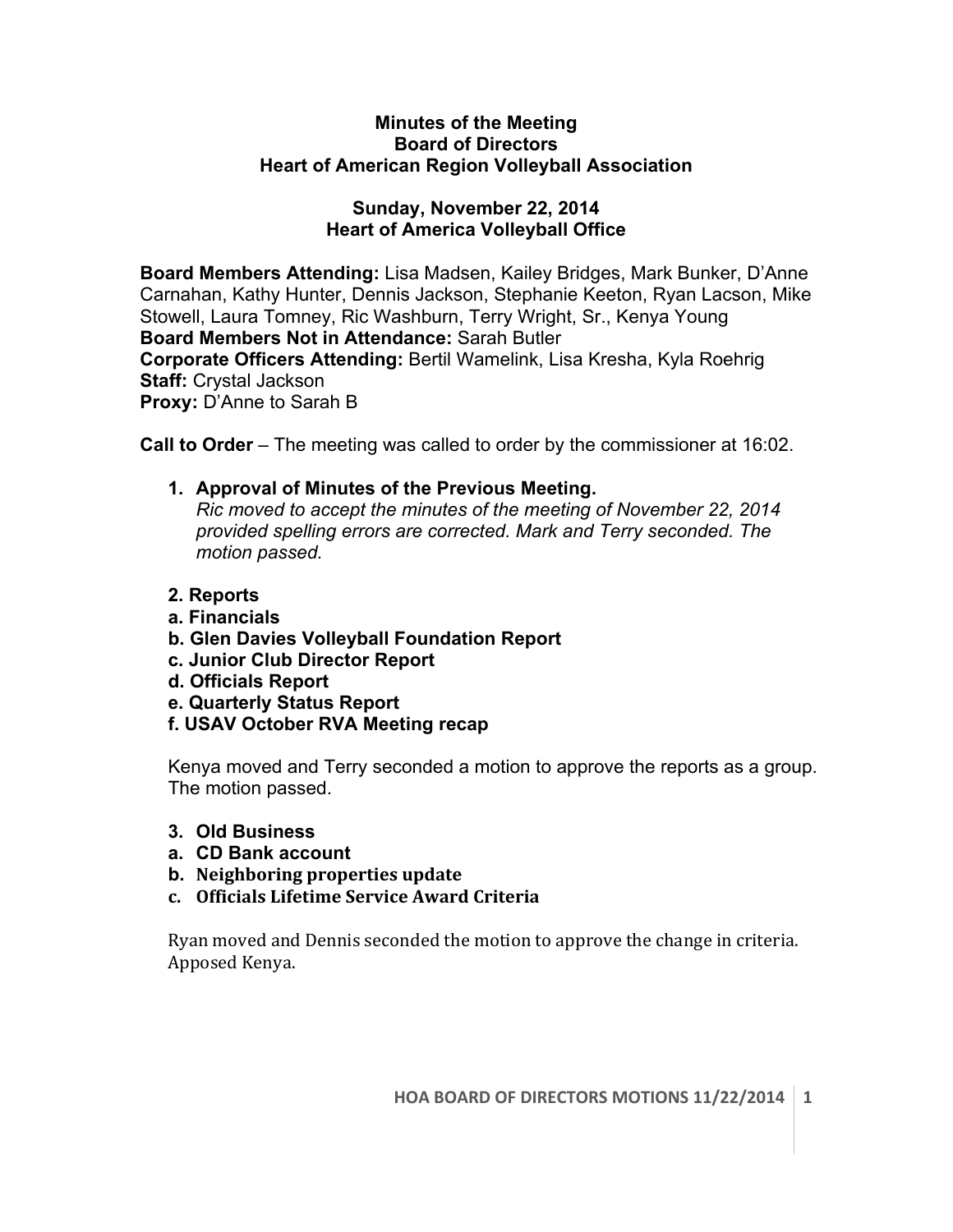**Minutes of the Meeting**
**Board of Directors**
**Heart of American Region Volleyball Association**

**Sunday, November 22, 2014**
**Heart of America Volleyball Office**

**Board Members Attending:** Lisa Madsen, Kailey Bridges, Mark Bunker, D'Anne Carnahan, Kathy Hunter, Dennis Jackson, Stephanie Keeton, Ryan Lacson, Mike Stowell, Laura Tomney, Ric Washburn, Terry Wright, Sr., Kenya Young
**Board Members Not in Attendance:** Sarah Butler
**Corporate Officers Attending:** Bertil Wamelink, Lisa Kresha, Kyla Roehrig
**Staff:** Crystal Jackson
**Proxy:** D'Anne to Sarah B

**Call to Order** – The meeting was called to order by the commissioner at 16:02.

1. **Approval of Minutes of the Previous Meeting.**
   *Ric moved to accept the minutes of the meeting of November 22, 2014 provided spelling errors are corrected. Mark and Terry seconded. The motion passed.*

**2. Reports**
**a. Financials**
**b. Glen Davies Volleyball Foundation Report**
**c. Junior Club Director Report**
**d. Officials Report**
**e. Quarterly Status Report**
**f. USAV October RVA Meeting recap**

Kenya moved and Terry seconded a motion to approve the reports as a group. The motion passed.

3. **Old Business**
**a. CD Bank account**
**b. Neighboring properties update**
**c. Officials Lifetime Service Award Criteria**

Ryan moved and Dennis seconded the motion to approve the change in criteria. Apposed Kenya.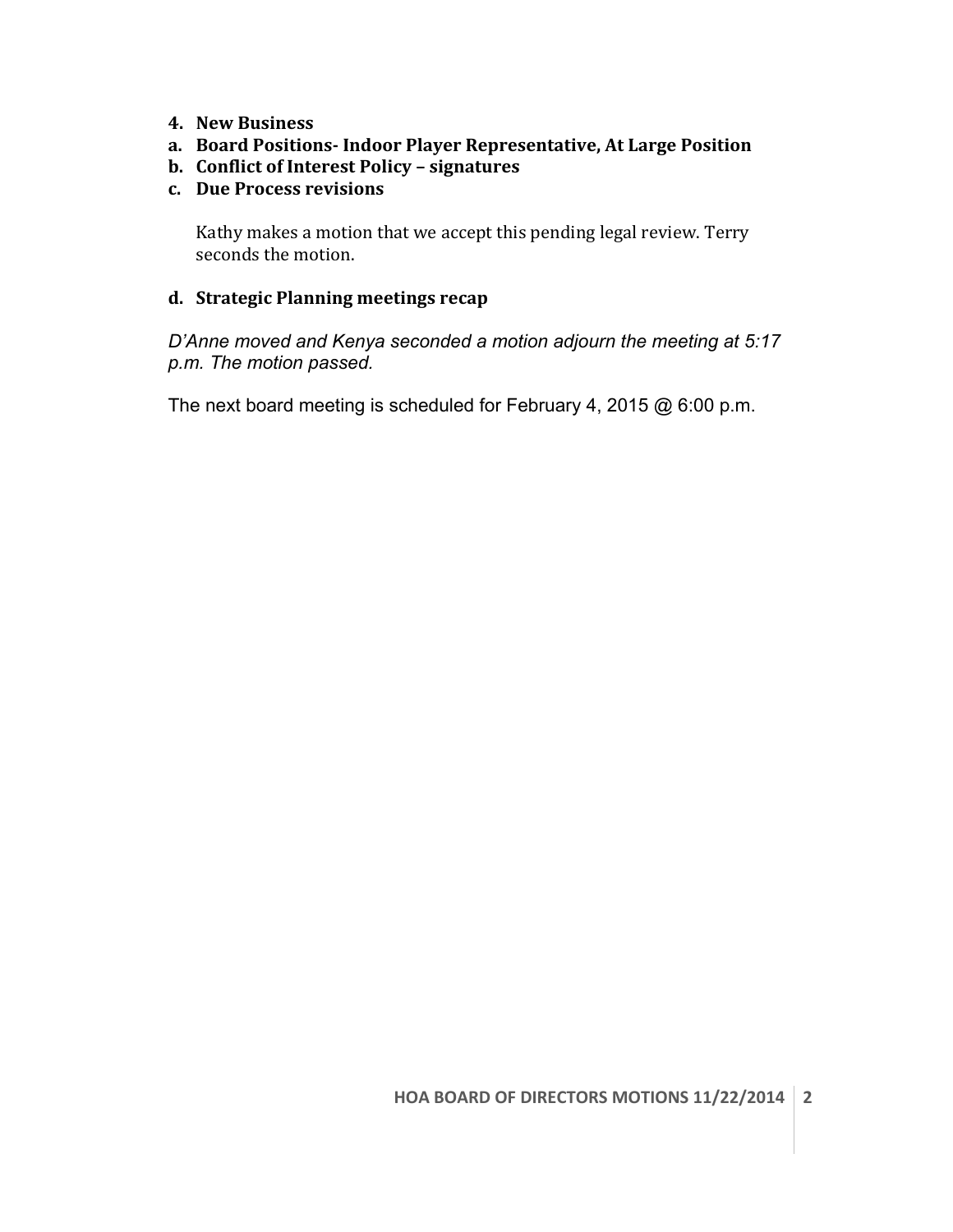4. **New Business**

a. **Board Positions- Indoor Player Representative, At Large Position**

b. **Conflict of Interest Policy – signatures**

c. **Due Process revisions**

Kathy makes a motion that we accept this pending legal review. Terry seconds the motion.

d. **Strategic Planning meetings recap**

*D'Anne moved and Kenya seconded a motion adjourn the meeting at 5:17 p.m. The motion passed.*

The next board meeting is scheduled for February 4, 2015 @ 6:00 p.m.